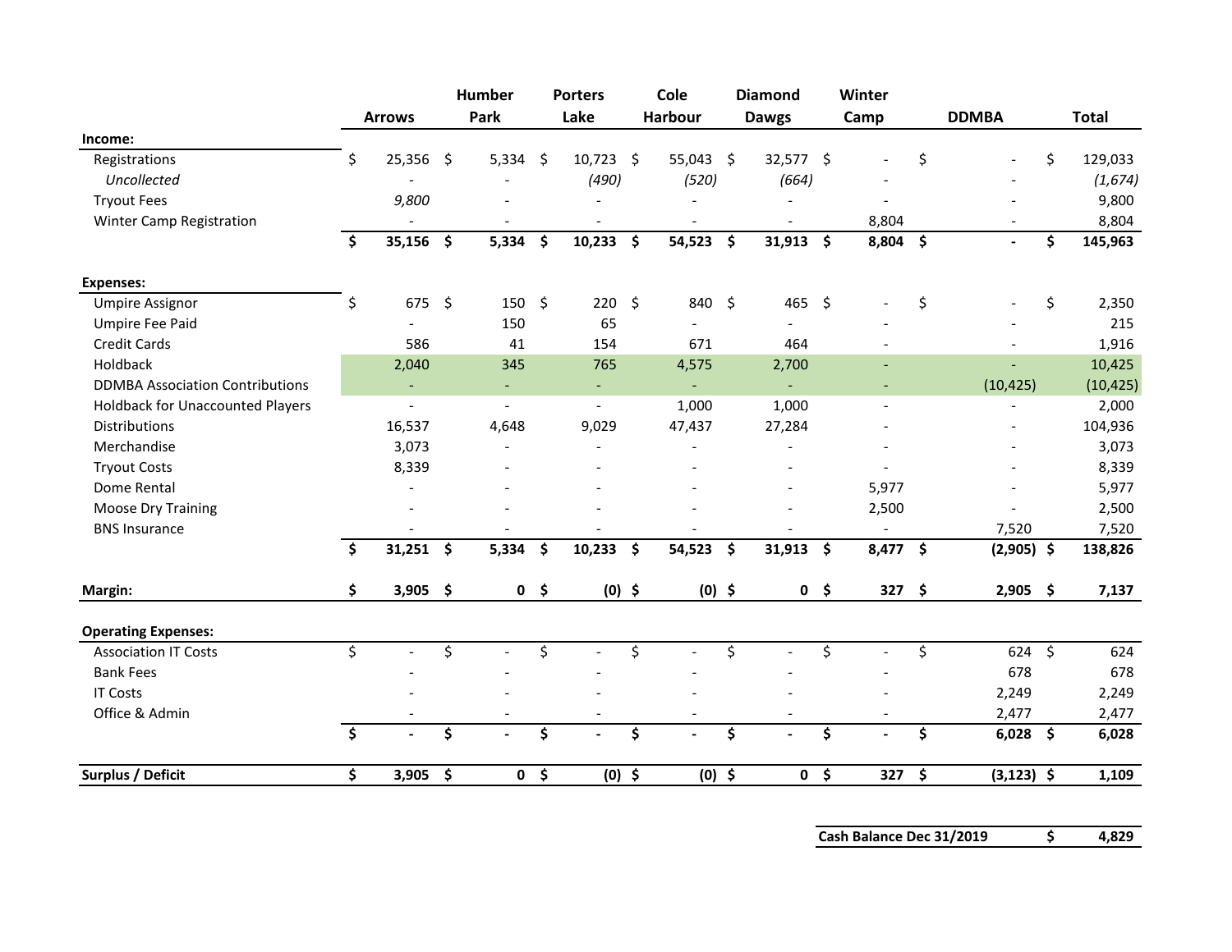| | Arrows | Humber Park | Porters Lake | Cole Harbour | Diamond Dawgs | Winter Camp | DDMBA | Total |
|---|---|---|---|---|---|---|---|---|
| **Income:** | | | | | | | | |
| Registrations | $ 25,356 | $ 5,334 | $ 10,723 | $ 55,043 | $ 32,577 | $ - | $ - | $ 129,033 |
| *Uncollected* | - | - | *(490)* | *(520)* | *(664)* | - | - | *(1,674)* |
| Tryout Fees | *9,800* | - | - | - | - | - | - | 9,800 |
| Winter Camp Registration | - | - | - | - | - | 8,804 | - | 8,804 |
| | **$ 35,156** | **$ 5,334** | **$ 10,233** | **$ 54,523** | **$ 31,913** | **$ 8,804** | **$ -** | **$ 145,963** |
| **Expenses:** | | | | | | | | |
| Umpire Assignor | $ 675 | $ 150 | $ 220 | $ 840 | $ 465 | $ - | $ - | $ 2,350 |
| Umpire Fee Paid | - | 150 | 65 | - | - | - | - | 215 |
| Credit Cards | 586 | 41 | 154 | 671 | 464 | - | - | 1,916 |
| Holdback | 2,040 | 345 | 765 | 4,575 | 2,700 | - | - | 10,425 |
| DDMBA Association Contributions | - | - | - | - | - | - | (10,425) | (10,425) |
| Holdback for Unaccounted Players | - | - | - | 1,000 | 1,000 | - | - | 2,000 |
| Distributions | 16,537 | 4,648 | 9,029 | 47,437 | 27,284 | - | - | 104,936 |
| Merchandise | 3,073 | - | - | - | - | - | - | 3,073 |
| Tryout Costs | 8,339 | - | - | - | - | - | - | 8,339 |
| Dome Rental | - | - | - | - | - | 5,977 | - | 5,977 |
| Moose Dry Training | - | - | - | - | - | 2,500 | - | 2,500 |
| BNS Insurance | - | - | - | - | - | - | 7,520 | 7,520 |
| | **$ 31,251** | **$ 5,334** | **$ 10,233** | **$ 54,523** | **$ 31,913** | **$ 8,477** | **$ (2,905)** | **$ 138,826** |
| **Margin:** | **$ 3,905** | **$ 0** | **$ (0)** | **$ (0)** | **$ 0** | **$ 327** | **$ 2,905** | **$ 7,137** |
| **Operating Expenses:** | | | | | | | | |
| Association IT Costs | $ - | $ - | $ - | $ - | $ - | $ - | $ 624 | $ 624 |
| Bank Fees | - | - | - | - | - | - | 678 | 678 |
| IT Costs | - | - | - | - | - | - | 2,249 | 2,249 |
| Office & Admin | - | - | - | - | - | - | 2,477 | 2,477 |
| | **$ -** | **$ -** | **$ -** | **$ -** | **$ -** | **$ -** | **$ 6,028** | **$ 6,028** |
| **Surplus / Deficit** | **$ 3,905** | **$ 0** | **$ (0)** | **$ (0)** | **$ 0** | **$ 327** | **$ (3,123)** | **$ 1,109** |

| | |
|---|---|
| **Cash Balance Dec 31/2019** | **$ 4,829** |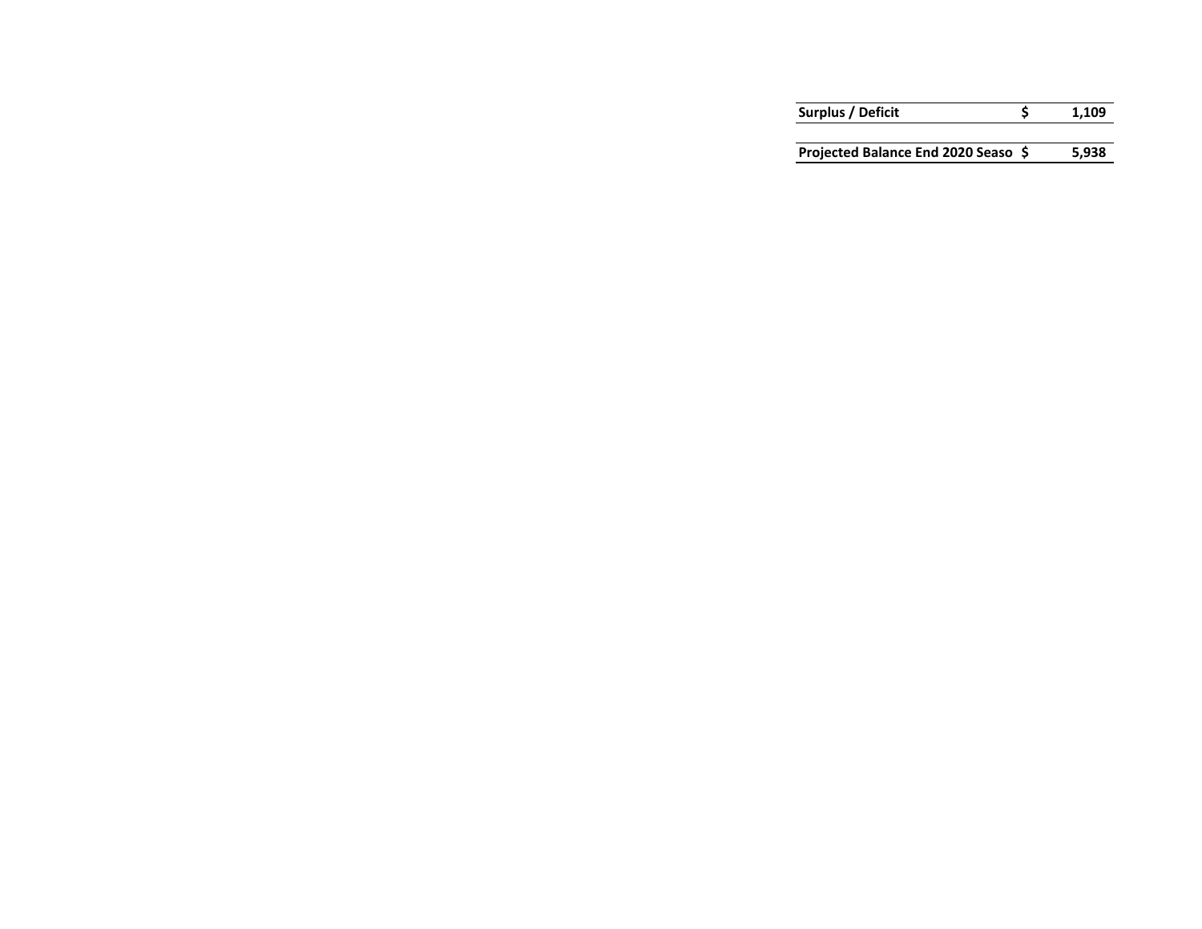| | | |
|---|---|---|
| **Surplus / Deficit** | **$** | **1,109** |
| | | |
| **Projected Balance End 2020 Seaso** | **$** | **5,938** |